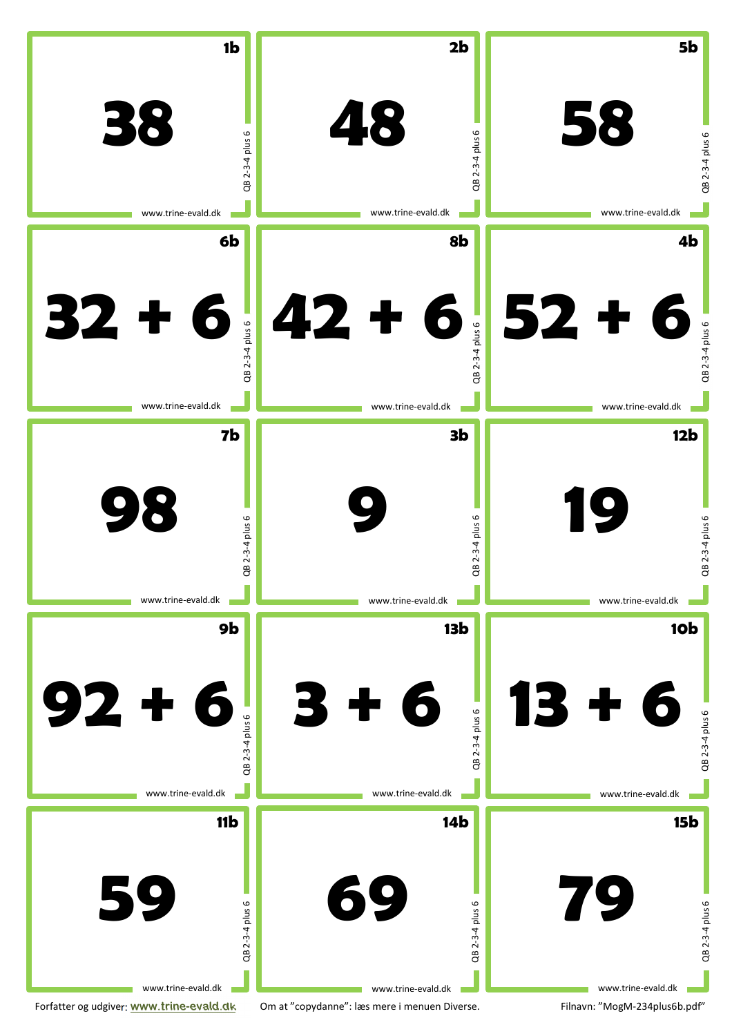| | | |
|---|---|---|
| 1b<br>**38**<br>QB 2-3-4 plus 6<br>www.trine-evald.dk | 2b<br>**48**<br>QB 2-3-4 plus 6<br>www.trine-evald.dk | 5b<br>**58**<br>QB 2-3-4 plus 6<br>www.trine-evald.dk |
| 6b<br>**32 + 6**<br>QB 2-3-4 plus 6<br>www.trine-evald.dk | 8b<br>**42 + 6**<br>QB 2-3-4 plus 6<br>www.trine-evald.dk | 4b<br>**52 + 6**<br>QB 2-3-4 plus 6<br>www.trine-evald.dk |
| 7b<br>**98**<br>QB 2-3-4 plus 6<br>www.trine-evald.dk | 3b<br>**9**<br>QB 2-3-4 plus 6<br>www.trine-evald.dk | 12b<br>**19**<br>QB 2-3-4 plus 6<br>www.trine-evald.dk |
| 9b<br>**92 + 6**<br>QB 2-3-4 plus 6<br>www.trine-evald.dk | 13b<br>**3 + 6**<br>QB 2-3-4 plus 6<br>www.trine-evald.dk | 10b<br>**13 + 6**<br>QB 2-3-4 plus 6<br>www.trine-evald.dk |
| 11b<br>**59**<br>QB 2-3-4 plus 6<br>www.trine-evald.dk | 14b<br>**69**<br>QB 2-3-4 plus 6<br>www.trine-evald.dk | 15b<br>**79**<br>QB 2-3-4 plus 6<br>www.trine-evald.dk |

Forfatter og udgiver: www.trine-evald.dk     Om at "copydanne": læs mere i menuen Diverse.     Filnavn: "MogM-234plus6b.pdf"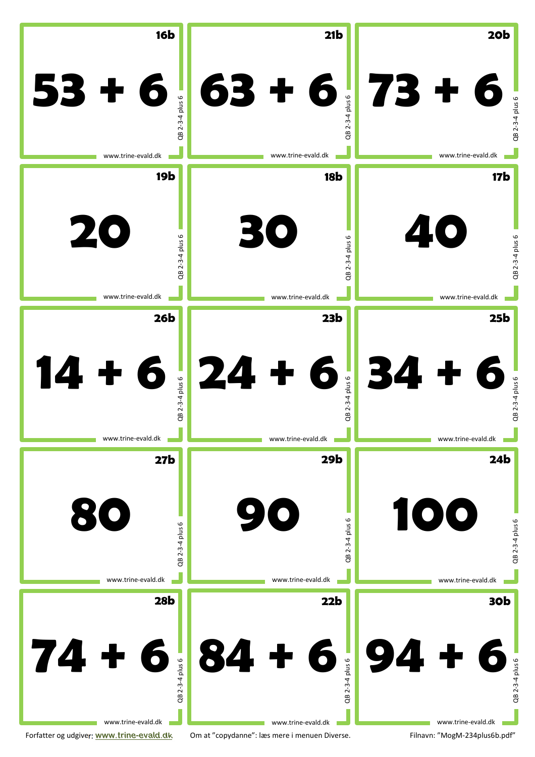| | | |
|---|---|---|
| 16b<br>**53 + 6**<br>QB 2-3-4 plus 6<br>www.trine-evald.dk | 21b<br>**63 + 6**<br>QB 2-3-4 plus 6<br>www.trine-evald.dk | 20b<br>**73 + 6**<br>QB 2-3-4 plus 6<br>www.trine-evald.dk |
| 19b<br>**20**<br>QB 2-3-4 plus 6<br>www.trine-evald.dk | 18b<br>**30**<br>QB 2-3-4 plus 6<br>www.trine-evald.dk | 17b<br>**40**<br>QB 2-3-4 plus 6<br>www.trine-evald.dk |
| 26b<br>**14 + 6**<br>QB 2-3-4 plus 6<br>www.trine-evald.dk | 23b<br>**24 + 6**<br>QB 2-3-4 plus 6<br>www.trine-evald.dk | 25b<br>**34 + 6**<br>QB 2-3-4 plus 6<br>www.trine-evald.dk |
| 27b<br>**80**<br>QB 2-3-4 plus 6<br>www.trine-evald.dk | 29b<br>**90**<br>QB 2-3-4 plus 6<br>www.trine-evald.dk | 24b<br>**100**<br>QB 2-3-4 plus 6<br>www.trine-evald.dk |
| 28b<br>**74 + 6**<br>QB 2-3-4 plus 6<br>www.trine-evald.dk | 22b<br>**84 + 6**<br>QB 2-3-4 plus 6<br>www.trine-evald.dk | 30b<br>**94 + 6**<br>QB 2-3-4 plus 6<br>www.trine-evald.dk |

Forfatter og udgiver: www.trine-evald.dk Om at "copydanne": læs mere i menuen Diverse. Filnavn: "MogM-234plus6b.pdf"